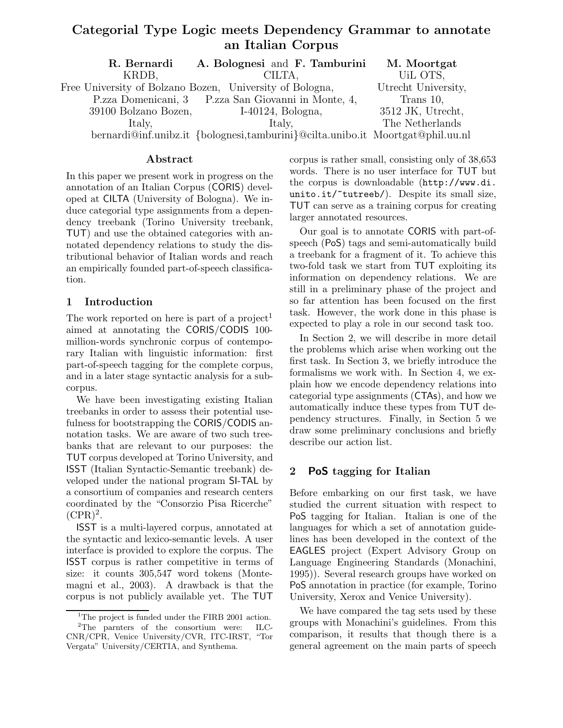# Categorial Type Logic meets Dependency Grammar to annotate an Italian Corpus

**R. Bernardi**
KRDB,
Free University of Bolzano Bozen,
P.zza Domenicani, 3
39100 Bolzano Bozen,
Italy,
bernardi@inf.unibz.it

**A. Bolognesi** and **F. Tamburini**
CILTA,
University of Bologna,
P.zza San Giovanni in Monte, 4,
I-40124, Bologna,
Italy,
{bolognesi,tamburini}@cilta.unibo.it

**M. Moortgat**
UiL OTS,
Utrecht University,
Trans 10,
3512 JK, Utrecht,
The Netherlands
Moortgat@phil.uu.nl

## Abstract

In this paper we present work in progress on the annotation of an Italian Corpus (CORIS) developed at CILTA (University of Bologna). We induce categorial type assignments from a dependency treebank (Torino University treebank, TUT) and use the obtained categories with annotated dependency relations to study the distributional behavior of Italian words and reach an empirically founded part-of-speech classification.

## 1 Introduction

The work reported on here is part of a project[1] aimed at annotating the CORIS/CODIS 100-million-words synchronic corpus of contemporary Italian with linguistic information: first part-of-speech tagging for the complete corpus, and in a later stage syntactic analysis for a subcorpus.

We have been investigating existing Italian treebanks in order to assess their potential usefulness for bootstrapping the CORIS/CODIS annotation tasks. We are aware of two such treebanks that are relevant to our purposes: the TUT corpus developed at Torino University, and ISST (Italian Syntactic-Semantic treebank) developed under the national program SI-TAL by a consortium of companies and research centers coordinated by the "Consorzio Pisa Ricerche" (CPR)[2].

ISST is a multi-layered corpus, annotated at the syntactic and lexico-semantic levels. A user interface is provided to explore the corpus. The ISST corpus is rather competitive in terms of size: it counts 305,547 word tokens (Montemagni et al., 2003). A drawback is that the corpus is not publicly available yet. The TUT corpus is rather small, consisting only of 38,653 words. There is no user interface for TUT but the corpus is downloadable (http://www.di.unito.it/~tutreeb/). Despite its small size, TUT can serve as a training corpus for creating larger annotated resources.

Our goal is to annotate CORIS with part-of-speech (PoS) tags and semi-automatically build a treebank for a fragment of it. To achieve this two-fold task we start from TUT exploiting its information on dependency relations. We are still in a preliminary phase of the project and so far attention has been focused on the first task. However, the work done in this phase is expected to play a role in our second task too.

In Section 2, we will describe in more detail the problems which arise when working out the first task. In Section 3, we briefly introduce the formalisms we work with. In Section 4, we explain how we encode dependency relations into categorial type assignments (CTAs), and how we automatically induce these types from TUT dependency structures. Finally, in Section 5 we draw some preliminary conclusions and briefly describe our action list.

## 2 PoS tagging for Italian

Before embarking on our first task, we have studied the current situation with respect to PoS tagging for Italian. Italian is one of the languages for which a set of annotation guidelines has been developed in the context of the EAGLES project (Expert Advisory Group on Language Engineering Standards (Monachini, 1995)). Several research groups have worked on PoS annotation in practice (for example, Torino University, Xerox and Venice University).

We have compared the tag sets used by these groups with Monachini's guidelines. From this comparison, it results that though there is a general agreement on the main parts of speech

[1] The project is funded under the FIRB 2001 action.
[2] The parnters of the consortium were: ILC-CNR/CPR, Venice University/CVR, ITC-IRST, "Tor Vergata" University/CERTIA, and Synthema.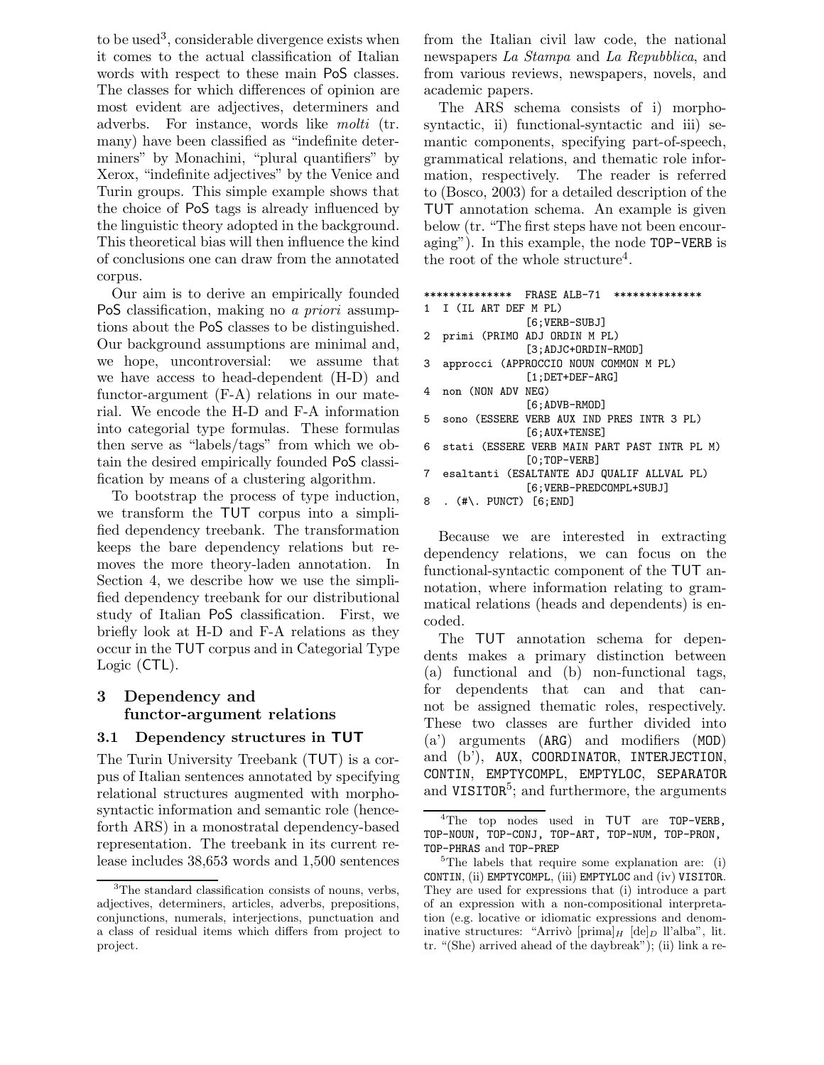to be used[3], considerable divergence exists when it comes to the actual classification of Italian words with respect to these main PoS classes. The classes for which differences of opinion are most evident are adjectives, determiners and adverbs. For instance, words like *molti* (tr. many) have been classified as "indefinite determiners" by Monachini, "plural quantifiers" by Xerox, "indefinite adjectives" by the Venice and Turin groups. This simple example shows that the choice of PoS tags is already influenced by the linguistic theory adopted in the background. This theoretical bias will then influence the kind of conclusions one can draw from the annotated corpus.

Our aim is to derive an empirically founded PoS classification, making no *a priori* assumptions about the PoS classes to be distinguished. Our background assumptions are minimal and, we hope, uncontroversial: we assume that we have access to head-dependent (H-D) and functor-argument (F-A) relations in our material. We encode the H-D and F-A information into categorial type formulas. These formulas then serve as "labels/tags" from which we obtain the desired empirically founded PoS classification by means of a clustering algorithm.

To bootstrap the process of type induction, we transform the TUT corpus into a simplified dependency treebank. The transformation keeps the bare dependency relations but removes the more theory-laden annotation. In Section 4, we describe how we use the simplified dependency treebank for our distributional study of Italian PoS classification. First, we briefly look at H-D and F-A relations as they occur in the TUT corpus and in Categorial Type Logic (CTL).

## 3 Dependency and functor-argument relations

### 3.1 Dependency structures in TUT

The Turin University Treebank (TUT) is a corpus of Italian sentences annotated by specifying relational structures augmented with morpho-syntactic information and semantic role (henceforth ARS) in a monostratal dependency-based representation. The treebank in its current release includes 38,653 words and 1,500 sentences from the Italian civil law code, the national newspapers *La Stampa* and *La Repubblica*, and from various reviews, newspapers, novels, and academic papers.

The ARS schema consists of i) morpho-syntactic, ii) functional-syntactic and iii) semantic components, specifying part-of-speech, grammatical relations, and thematic role information, respectively. The reader is referred to (Bosco, 2003) for a detailed description of the TUT annotation schema. An example is given below (tr. "The first steps have not been encouraging"). In this example, the node TOP-VERB is the root of the whole structure[4].

```
**************  FRASE ALB-71  **************
1  I (IL ART DEF M PL)
                [6;VERB-SUBJ]
2  primi (PRIMO ADJ ORDIN M PL)
                [3;ADJC+ORDIN-RMOD]
3  approcci (APPROCCIO NOUN COMMON M PL)
                [1;DET+DEF-ARG]
4  non (NON ADV NEG)
                [6;ADVB-RMOD]
5  sono (ESSERE VERB AUX IND PRES INTR 3 PL)
                [6;AUX+TENSE]
6  stati (ESSERE VERB MAIN PART PAST INTR PL M)
                [0;TOP-VERB]
7  esaltanti (ESALTANTE ADJ QUALIF ALLVAL PL)
                [6;VERB-PREDCOMPL+SUBJ]
8  . (#\. PUNCT) [6;END]
```

Because we are interested in extracting dependency relations, we can focus on the functional-syntactic component of the TUT annotation, where information relating to grammatical relations (heads and dependents) is encoded.

The TUT annotation schema for dependents makes a primary distinction between (a) functional and (b) non-functional tags, for dependents that can and that cannot be assigned thematic roles, respectively. These two classes are further divided into (a') arguments (ARG) and modifiers (MOD) and (b'), AUX, COORDINATOR, INTERJECTION, CONTIN, EMPTYCOMPL, EMPTYLOC, SEPARATOR and VISITOR[5]; and furthermore, the arguments

[3] The standard classification consists of nouns, verbs, adjectives, determiners, articles, adverbs, prepositions, conjunctions, numerals, interjections, punctuation and a class of residual items which differs from project to project.

[4] The top nodes used in TUT are TOP-VERB, TOP-NOUN, TOP-CONJ, TOP-ART, TOP-NUM, TOP-PRON, TOP-PHRAS and TOP-PREP

[5] The labels that require some explanation are: (i) CONTIN, (ii) EMPTYCOMPL, (iii) EMPTYLOC and (iv) VISITOR. They are used for expressions that (i) introduce a part of an expression with a non-compositional interpretation (e.g. locative or idiomatic expressions and denominative structures: "Arrivò [prima]$_H$ [de]$_D$ ll'alba", lit. tr. "(She) arrived ahead of the daybreak"); (ii) link a re-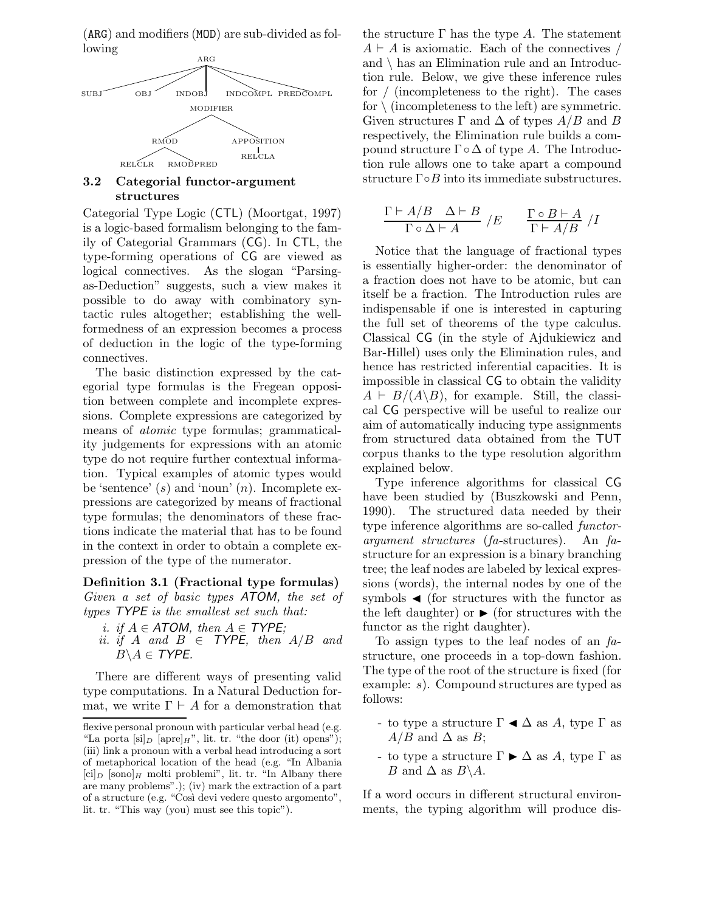(ARG) and modifiers (MOD) are sub-divided as following

```
                          ARG
   SUBJ    OBJ    INDOBJ    INDCOMPL    PREDCOMPL

                       MODIFIER
            RMOD                      APPOSITION
     RELCLR     RMODPRED                 RELCLA
```

### 3.2 Categorial functor-argument structures

Categorial Type Logic (CTL) (Moortgat, 1997) is a logic-based formalism belonging to the family of Categorial Grammars (CG). In CTL, the type-forming operations of CG are viewed as logical connectives. As the slogan "Parsing-as-Deduction" suggests, such a view makes it possible to do away with combinatory syntactic rules altogether; establishing the well-formedness of an expression becomes a process of deduction in the logic of the type-forming connectives.

The basic distinction expressed by the categorial type formulas is the Fregean opposition between complete and incomplete expressions. Complete expressions are categorized by means of *atomic* type formulas; grammaticality judgements for expressions with an atomic type do not require further contextual information. Typical examples of atomic types would be 'sentence' ($s$) and 'noun' ($n$). Incomplete expressions are categorized by means of fractional type formulas; the denominators of these fractions indicate the material that has to be found in the context in order to obtain a complete expression of the type of the numerator.

**Definition 3.1 (Fractional type formulas)** *Given a set of basic types ATOM, the set of types TYPE is the smallest set such that:*

*i. if $A \in$ ATOM, then $A \in$ TYPE;*
*ii. if $A$ and $B \in$ TYPE, then $A/B$ and $B\backslash A \in$ TYPE.*

There are different ways of presenting valid type computations. In a Natural Deduction format, we write $\Gamma \vdash A$ for a demonstration that the structure $\Gamma$ has the type $A$. The statement $A \vdash A$ is axiomatic. Each of the connectives $/$ and $\backslash$ has an Elimination rule and an Introduction rule. Below, we give these inference rules for $/$ (incompleteness to the right). The cases for $\backslash$ (incompleteness to the left) are symmetric. Given structures $\Gamma$ and $\Delta$ of types $A/B$ and $B$ respectively, the Elimination rule builds a compound structure $\Gamma \circ \Delta$ of type $A$. The Introduction rule allows one to take apart a compound structure $\Gamma \circ B$ into its immediate substructures.

$$\frac{\Gamma \vdash A/B \quad \Delta \vdash B}{\Gamma \circ \Delta \vdash A} \; /E \qquad \frac{\Gamma \circ B \vdash A}{\Gamma \vdash A/B} \; /I$$

Notice that the language of fractional types is essentially higher-order: the denominator of a fraction does not have to be atomic, but can itself be a fraction. The Introduction rules are indispensable if one is interested in capturing the full set of theorems of the type calculus. Classical CG (in the style of Ajdukiewicz and Bar-Hillel) uses only the Elimination rules, and hence has restricted inferential capacities. It is impossible in classical CG to obtain the validity $A \vdash B/(A\backslash B)$, for example. Still, the classical CG perspective will be useful to realize our aim of automatically inducing type assignments from structured data obtained from the TUT corpus thanks to the type resolution algorithm explained below.

Type inference algorithms for classical CG have been studied by (Buszkowski and Penn, 1990). The structured data needed by their type inference algorithms are so-called *functor-argument structures* (*fa*-structures). An *fa*-structure for an expression is a binary branching tree; the leaf nodes are labeled by lexical expressions (words), the internal nodes by one of the symbols ◀ (for structures with the functor as the left daughter) or ▶ (for structures with the functor as the right daughter).

To assign types to the leaf nodes of an *fa*-structure, one proceeds in a top-down fashion. The type of the root of the structure is fixed (for example: $s$). Compound structures are typed as follows:

- to type a structure $\Gamma$ ◀ $\Delta$ as $A$, type $\Gamma$ as $A/B$ and $\Delta$ as $B$;
- to type a structure $\Gamma$ ▶ $\Delta$ as $A$, type $\Gamma$ as $B$ and $\Delta$ as $B\backslash A$.

If a word occurs in different structural environments, the typing algorithm will produce dis-

flexive personal pronoun with particular verbal head (e.g. "La porta $[\text{si}]_D$ $[\text{apre}]_H$", lit. tr. "the door (it) opens"); (iii) link a pronoun with a verbal head introducing a sort of metaphorical location of the head (e.g. "In Albania $[\text{ci}]_D$ $[\text{sono}]_H$ molti problemi", lit. tr. "In Albany there are many problems".); (iv) mark the extraction of a part of a structure (e.g. "Così devi vedere questo argomento", lit. tr. "This way (you) must see this topic").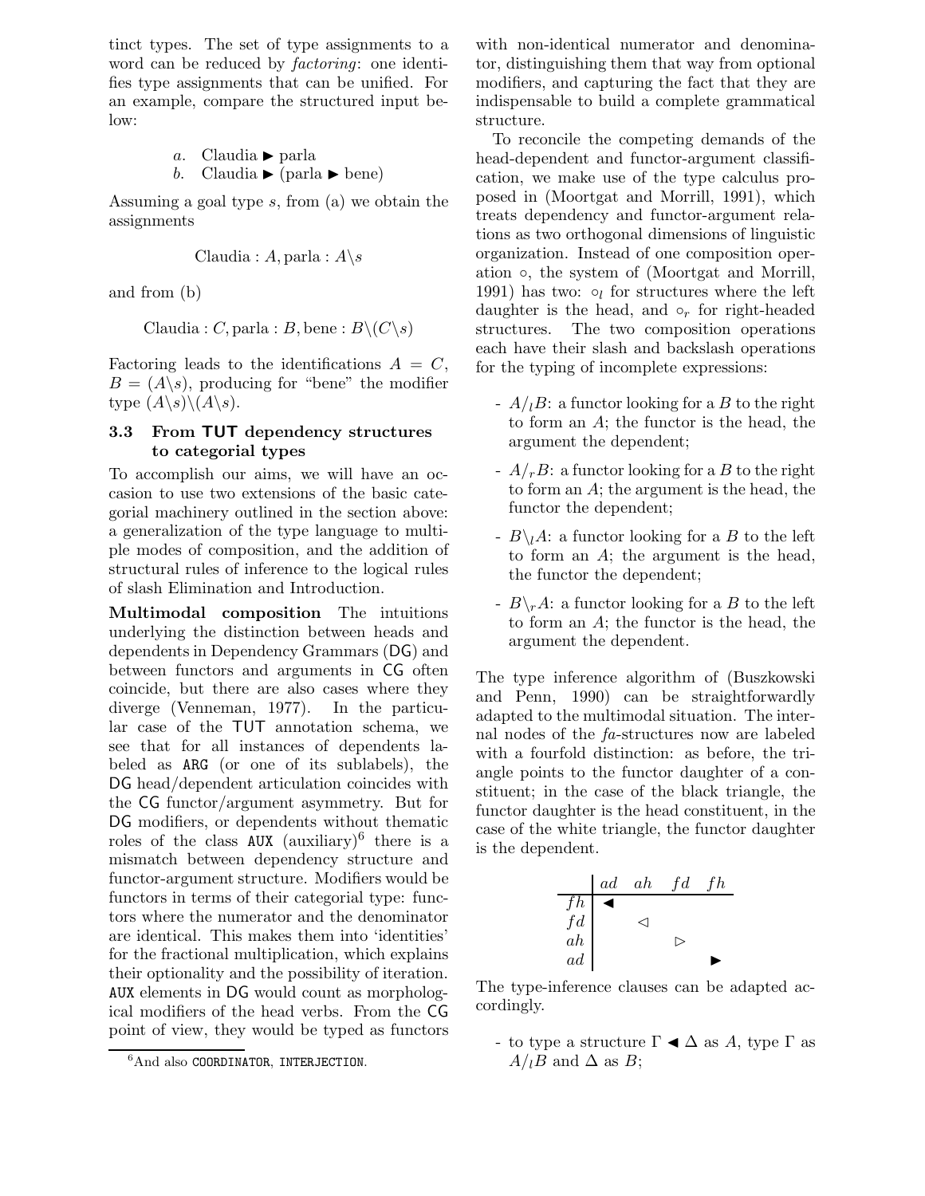tinct types. The set of type assignments to a word can be reduced by *factoring*: one identifies type assignments that can be unified. For an example, compare the structured input below:

$a.$ Claudia ► parla
$b.$ Claudia ► (parla ► bene)

Assuming a goal type $s$, from (a) we obtain the assignments

$$\text{Claudia} : A, \text{parla} : A\backslash s$$

and from (b)

$$\text{Claudia} : C, \text{parla} : B, \text{bene} : B\backslash(C\backslash s)$$

Factoring leads to the identifications $A = C$, $B = (A\backslash s)$, producing for "bene" the modifier type $(A\backslash s)\backslash(A\backslash s)$.

### 3.3 From TUT dependency structures to categorial types

To accomplish our aims, we will have an occasion to use two extensions of the basic categorial machinery outlined in the section above: a generalization of the type language to multiple modes of composition, and the addition of structural rules of inference to the logical rules of slash Elimination and Introduction.

**Multimodal composition** The intuitions underlying the distinction between heads and dependents in Dependency Grammars (DG) and between functors and arguments in CG often coincide, but there are also cases where they diverge (Venneman, 1977). In the particular case of the TUT annotation schema, we see that for all instances of dependents labeled as ARG (or one of its sublabels), the DG head/dependent articulation coincides with the CG functor/argument asymmetry. But for DG modifiers, or dependents without thematic roles of the class AUX (auxiliary)[6] there is a mismatch between dependency structure and functor-argument structure. Modifiers would be functors in terms of their categorial type: functors where the numerator and the denominator are identical. This makes them into 'identities' for the fractional multiplication, which explains their optionality and the possibility of iteration. AUX elements in DG would count as morphological modifiers of the head verbs. From the CG point of view, they would be typed as functors with non-identical numerator and denominator, distinguishing them that way from optional modifiers, and capturing the fact that they are indispensable to build a complete grammatical structure.

[6] And also COORDINATOR, INTERJECTION.

To reconcile the competing demands of the head-dependent and functor-argument classification, we make use of the type calculus proposed in (Moortgat and Morrill, 1991), which treats dependency and functor-argument relations as two orthogonal dimensions of linguistic organization. Instead of one composition operation $\circ$, the system of (Moortgat and Morrill, 1991) has two: $\circ_l$ for structures where the left daughter is the head, and $\circ_r$ for right-headed structures. The two composition operations each have their slash and backslash operations for the typing of incomplete expressions:

- $A/_l B$: a functor looking for a $B$ to the right to form an $A$; the functor is the head, the argument the dependent;
- $A/_r B$: a functor looking for a $B$ to the right to form an $A$; the argument is the head, the functor the dependent;
- $B\backslash_l A$: a functor looking for a $B$ to the left to form an $A$; the argument is the head, the functor the dependent;
- $B\backslash_r A$: a functor looking for a $B$ to the left to form an $A$; the functor is the head, the argument the dependent.

The type inference algorithm of (Buszkowski and Penn, 1990) can be straightforwardly adapted to the multimodal situation. The internal nodes of the *fa*-structures now are labeled with a fourfold distinction: as before, the triangle points to the functor daughter of a constituent; in the case of the black triangle, the functor daughter is the head constituent, in the case of the white triangle, the functor daughter is the dependent.

| | $ad$ | $ah$ | $fd$ | $fh$ |
|---|---|---|---|---|
| $fh$ | ◄ | | | |
| $fd$ | | ◁ | | |
| $ah$ | | | ▷ | |
| $ad$ | | | | ► |

The type-inference clauses can be adapted accordingly.

- to type a structure $\Gamma$ ◄ $\Delta$ as $A$, type $\Gamma$ as $A/_l B$ and $\Delta$ as $B$;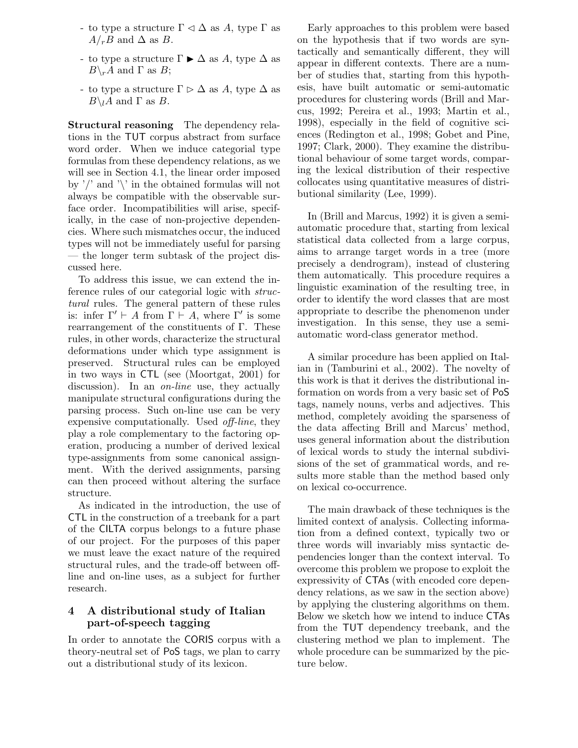- to type a structure $\Gamma \triangleleft \Delta$ as $A$, type $\Gamma$ as $A/_r B$ and $\Delta$ as $B$.
- to type a structure $\Gamma \blacktriangleright \Delta$ as $A$, type $\Delta$ as $B\backslash_r A$ and $\Gamma$ as $B$;
- to type a structure $\Gamma \triangleright \Delta$ as $A$, type $\Delta$ as $B\backslash_l A$ and $\Gamma$ as $B$.

**Structural reasoning** The dependency relations in the TUT corpus abstract from surface word order. When we induce categorial type formulas from these dependency relations, as we will see in Section 4.1, the linear order imposed by '/' and '\' in the obtained formulas will not always be compatible with the observable surface order. Incompatibilities will arise, specifically, in the case of non-projective dependencies. Where such mismatches occur, the induced types will not be immediately useful for parsing — the longer term subtask of the project discussed here.

To address this issue, we can extend the inference rules of our categorial logic with *structural* rules. The general pattern of these rules is: infer $\Gamma' \vdash A$ from $\Gamma \vdash A$, where $\Gamma'$ is some rearrangement of the constituents of $\Gamma$. These rules, in other words, characterize the structural deformations under which type assignment is preserved. Structural rules can be employed in two ways in CTL (see (Moortgat, 2001) for discussion). In an *on-line* use, they actually manipulate structural configurations during the parsing process. Such on-line use can be very expensive computationally. Used *off-line*, they play a role complementary to the factoring operation, producing a number of derived lexical type-assignments from some canonical assignment. With the derived assignments, parsing can then proceed without altering the surface structure.

As indicated in the introduction, the use of CTL in the construction of a treebank for a part of the CILTA corpus belongs to a future phase of our project. For the purposes of this paper we must leave the exact nature of the required structural rules, and the trade-off between off-line and on-line uses, as a subject for further research.

## 4 A distributional study of Italian part-of-speech tagging

In order to annotate the CORIS corpus with a theory-neutral set of PoS tags, we plan to carry out a distributional study of its lexicon.

Early approaches to this problem were based on the hypothesis that if two words are syntactically and semantically different, they will appear in different contexts. There are a number of studies that, starting from this hypothesis, have built automatic or semi-automatic procedures for clustering words (Brill and Marcus, 1992; Pereira et al., 1993; Martin et al., 1998), especially in the field of cognitive sciences (Redington et al., 1998; Gobet and Pine, 1997; Clark, 2000). They examine the distributional behaviour of some target words, comparing the lexical distribution of their respective collocates using quantitative measures of distributional similarity (Lee, 1999).

In (Brill and Marcus, 1992) it is given a semi-automatic procedure that, starting from lexical statistical data collected from a large corpus, aims to arrange target words in a tree (more precisely a dendrogram), instead of clustering them automatically. This procedure requires a linguistic examination of the resulting tree, in order to identify the word classes that are most appropriate to describe the phenomenon under investigation. In this sense, they use a semi-automatic word-class generator method.

A similar procedure has been applied on Italian in (Tamburini et al., 2002). The novelty of this work is that it derives the distributional information on words from a very basic set of PoS tags, namely nouns, verbs and adjectives. This method, completely avoiding the sparseness of the data affecting Brill and Marcus' method, uses general information about the distribution of lexical words to study the internal subdivisions of the set of grammatical words, and results more stable than the method based only on lexical co-occurrence.

The main drawback of these techniques is the limited context of analysis. Collecting information from a defined context, typically two or three words will invariably miss syntactic dependencies longer than the context interval. To overcome this problem we propose to exploit the expressivity of CTAs (with encoded core dependency relations, as we saw in the section above) by applying the clustering algorithms on them. Below we sketch how we intend to induce CTAs from the TUT dependency treebank, and the clustering method we plan to implement. The whole procedure can be summarized by the picture below.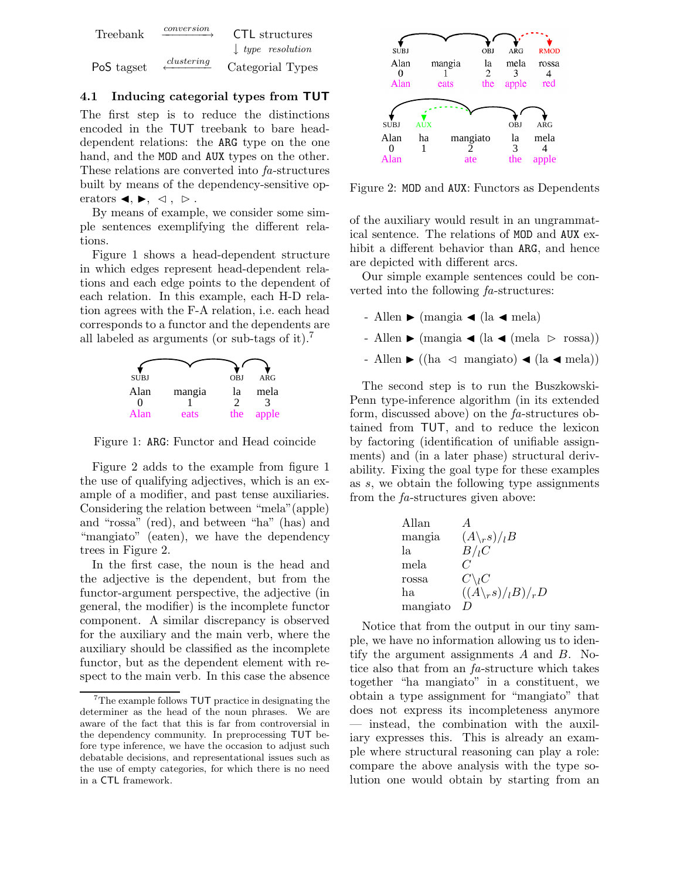| Treebank | $\xrightarrow{conversion}$ | CTL structures |
|---|---|---|
| | | $\downarrow$ *type resolution* |
| PoS tagset | $\xleftarrow{clustering}$ | Categorial Types |

### 4.1 Inducing categorial types from TUT

The first step is to reduce the distinctions encoded in the TUT treebank to bare head-dependent relations: the ARG type on the one hand, and the MOD and AUX types on the other. These relations are converted into *fa*-structures built by means of the dependency-sensitive operators $\blacktriangleleft, \blacktriangleright, \triangleleft, \triangleright$.

By means of example, we consider some simple sentences exemplifying the different relations.

Figure 1 shows a head-dependent structure in which edges represent head-dependent relations and each edge points to the dependent of each relation. In this example, each H-D relation agrees with the F-A relation, i.e. each head corresponds to a functor and the dependents are all labeled as arguments (or sub-tags of it).[7]

| SUBJ | | OBJ | ARG |
|---|---|---|---|
| Alan | mangia | la | mela |
| 0 | 1 | 2 | 3 |
| Alan | eats | the | apple |

Figure 1: ARG: Functor and Head coincide

Figure 2 adds to the example from figure 1 the use of qualifying adjectives, which is an example of a modifier, and past tense auxiliaries. Considering the relation between "mela"(apple) and "rossa" (red), and between "ha" (has) and "mangiato" (eaten), we have the dependency trees in Figure 2.

In the first case, the noun is the head and the adjective is the dependent, but from the functor-argument perspective, the adjective (in general, the modifier) is the incomplete functor component. A similar discrepancy is observed for the auxiliary and the main verb, where the auxiliary should be classified as the incomplete functor, but as the dependent element with respect to the main verb. In this case the absence of the auxiliary would result in an ungrammatical sentence. The relations of MOD and AUX exhibit a different behavior than ARG, and hence are depicted with different arcs.

| SUBJ | | OBJ | ARG | RMOD |
|---|---|---|---|---|
| Alan | mangia | la | mela | rossa |
| 0 | 1 | 2 | 3 | 4 |
| Alan | eats | the | apple | red |

| SUBJ | AUX | | OBJ | ARG |
|---|---|---|---|---|
| Alan | ha | mangiato | la | mela |
| 0 | 1 | 2 | 3 | 4 |
| Alan | | ate | the | apple |

Figure 2: MOD and AUX: Functors as Dependents

Our simple example sentences could be converted into the following *fa*-structures:

- Allen $\blacktriangleright$ (mangia $\blacktriangleleft$ (la $\blacktriangleleft$ mela)
- Allen $\blacktriangleright$ (mangia $\blacktriangleleft$ (la $\blacktriangleleft$ (mela $\triangleright$ rossa))
- Allen $\blacktriangleright$ ((ha $\triangleleft$ mangiato) $\blacktriangleleft$ (la $\blacktriangleleft$ mela))

The second step is to run the Buszkowski-Penn type-inference algorithm (in its extended form, discussed above) on the *fa*-structures obtained from TUT, and to reduce the lexicon by factoring (identification of unifiable assignments) and (in a later phase) structural derivability. Fixing the goal type for these examples as $s$, we obtain the following type assignments from the *fa*-structures given above:

| | |
|---|---|
| Allan | $A$ |
| mangia | $(A\backslash_r s)/_l B$ |
| la | $B/_l C$ |
| mela | $C$ |
| rossa | $C\backslash_l C$ |
| ha | $((A\backslash_r s)/_l B)/_r D$ |
| mangiato | $D$ |

Notice that from the output in our tiny sample, we have no information allowing us to identify the argument assignments $A$ and $B$. Notice also that from an *fa*-structure which takes together "ha mangiato" in a constituent, we obtain a type assignment for "mangiato" that does not express its incompleteness anymore — instead, the combination with the auxiliary expresses this. This is already an example where structural reasoning can play a role: compare the above analysis with the type solution one would obtain by starting from an

[7] The example follows TUT practice in designating the determiner as the head of the noun phrases. We are aware of the fact that this is far from controversial in the dependency community. In preprocessing TUT before type inference, we have the occasion to adjust such debatable decisions, and representational issues such as the use of empty categories, for which there is no need in a CTL framework.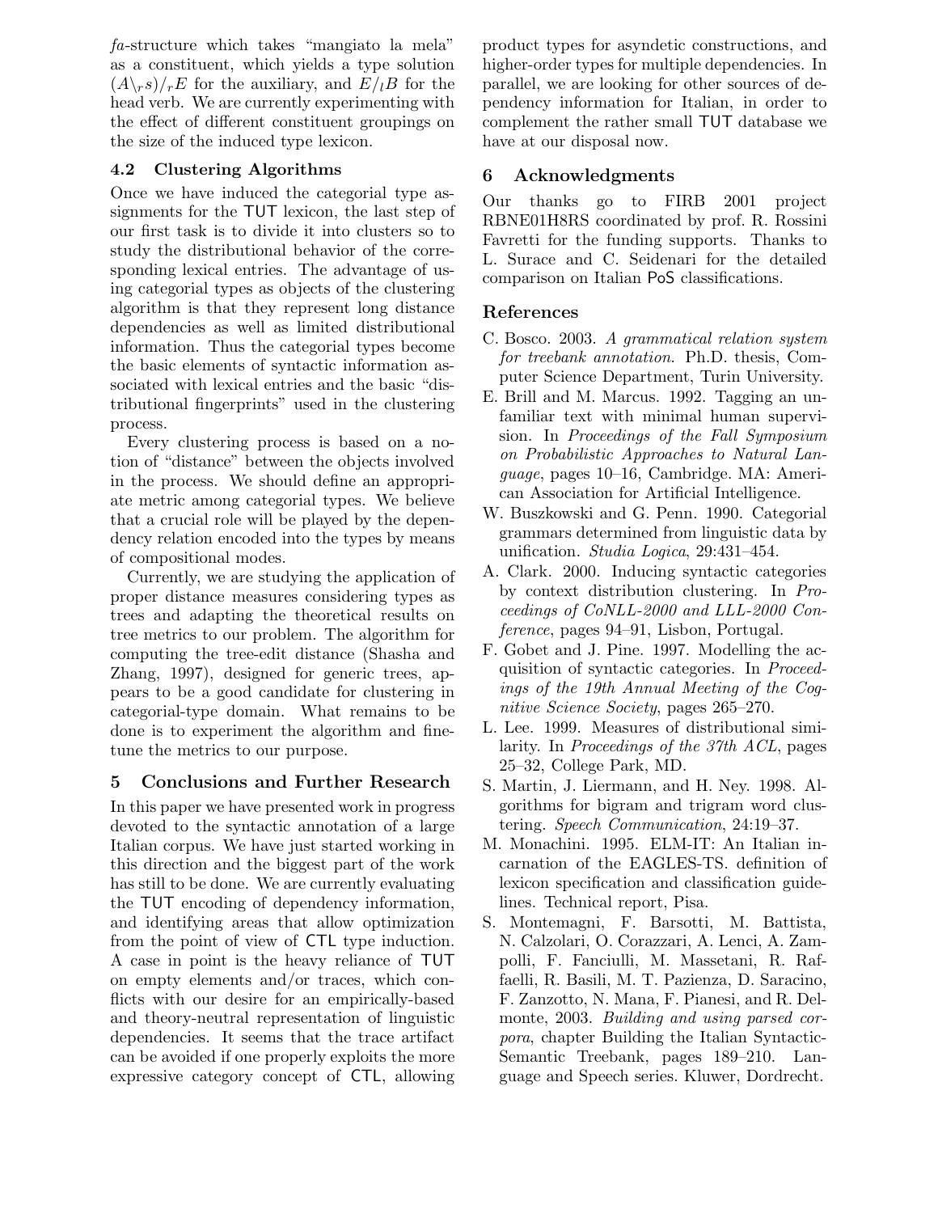*fa*-structure which takes "mangiato la mela" as a constituent, which yields a type solution $(A\backslash_r s)/_r E$ for the auxiliary, and $E/_l B$ for the head verb. We are currently experimenting with the effect of different constituent groupings on the size of the induced type lexicon.

### 4.2 Clustering Algorithms

Once we have induced the categorial type assignments for the TUT lexicon, the last step of our first task is to divide it into clusters so to study the distributional behavior of the corresponding lexical entries. The advantage of using categorial types as objects of the clustering algorithm is that they represent long distance dependencies as well as limited distributional information. Thus the categorial types become the basic elements of syntactic information associated with lexical entries and the basic "distributional fingerprints" used in the clustering process.

Every clustering process is based on a notion of "distance" between the objects involved in the process. We should define an appropriate metric among categorial types. We believe that a crucial role will be played by the dependency relation encoded into the types by means of compositional modes.

Currently, we are studying the application of proper distance measures considering types as trees and adapting the theoretical results on tree metrics to our problem. The algorithm for computing the tree-edit distance (Shasha and Zhang, 1997), designed for generic trees, appears to be a good candidate for clustering in categorial-type domain. What remains to be done is to experiment the algorithm and fine-tune the metrics to our purpose.

## 5 Conclusions and Further Research

In this paper we have presented work in progress devoted to the syntactic annotation of a large Italian corpus. We have just started working in this direction and the biggest part of the work has still to be done. We are currently evaluating the TUT encoding of dependency information, and identifying areas that allow optimization from the point of view of CTL type induction. A case in point is the heavy reliance of TUT on empty elements and/or traces, which conflicts with our desire for an empirically-based and theory-neutral representation of linguistic dependencies. It seems that the trace artifact can be avoided if one properly exploits the more expressive category concept of CTL, allowing product types for asyndetic constructions, and higher-order types for multiple dependencies. In parallel, we are looking for other sources of dependency information for Italian, in order to complement the rather small TUT database we have at our disposal now.

## 6 Acknowledgments

Our thanks go to FIRB 2001 project RBNE01H8RS coordinated by prof. R. Rossini Favretti for the funding supports. Thanks to L. Surace and C. Seidenari for the detailed comparison on Italian PoS classifications.

## References

C. Bosco. 2003. *A grammatical relation system for treebank annotation*. Ph.D. thesis, Computer Science Department, Turin University.

E. Brill and M. Marcus. 1992. Tagging an unfamiliar text with minimal human supervision. In *Proceedings of the Fall Symposium on Probabilistic Approaches to Natural Language*, pages 10–16, Cambridge. MA: American Association for Artificial Intelligence.

W. Buszkowski and G. Penn. 1990. Categorial grammars determined from linguistic data by unification. *Studia Logica*, 29:431–454.

A. Clark. 2000. Inducing syntactic categories by context distribution clustering. In *Proceedings of CoNLL-2000 and LLL-2000 Conference*, pages 94–91, Lisbon, Portugal.

F. Gobet and J. Pine. 1997. Modelling the acquisition of syntactic categories. In *Proceedings of the 19th Annual Meeting of the Cognitive Science Society*, pages 265–270.

L. Lee. 1999. Measures of distributional similarity. In *Proceedings of the 37th ACL*, pages 25–32, College Park, MD.

S. Martin, J. Liermann, and H. Ney. 1998. Algorithms for bigram and trigram word clustering. *Speech Communication*, 24:19–37.

M. Monachini. 1995. ELM-IT: An Italian incarnation of the EAGLES-TS. definition of lexicon specification and classification guidelines. Technical report, Pisa.

S. Montemagni, F. Barsotti, M. Battista, N. Calzolari, O. Corazzari, A. Lenci, A. Zampolli, F. Fanciulli, M. Massetani, R. Raffaelli, R. Basili, M. T. Pazienza, D. Saracino, F. Zanzotto, N. Mana, F. Pianesi, and R. Delmonte, 2003. *Building and using parsed corpora*, chapter Building the Italian Syntactic-Semantic Treebank, pages 189–210. Language and Speech series. Kluwer, Dordrecht.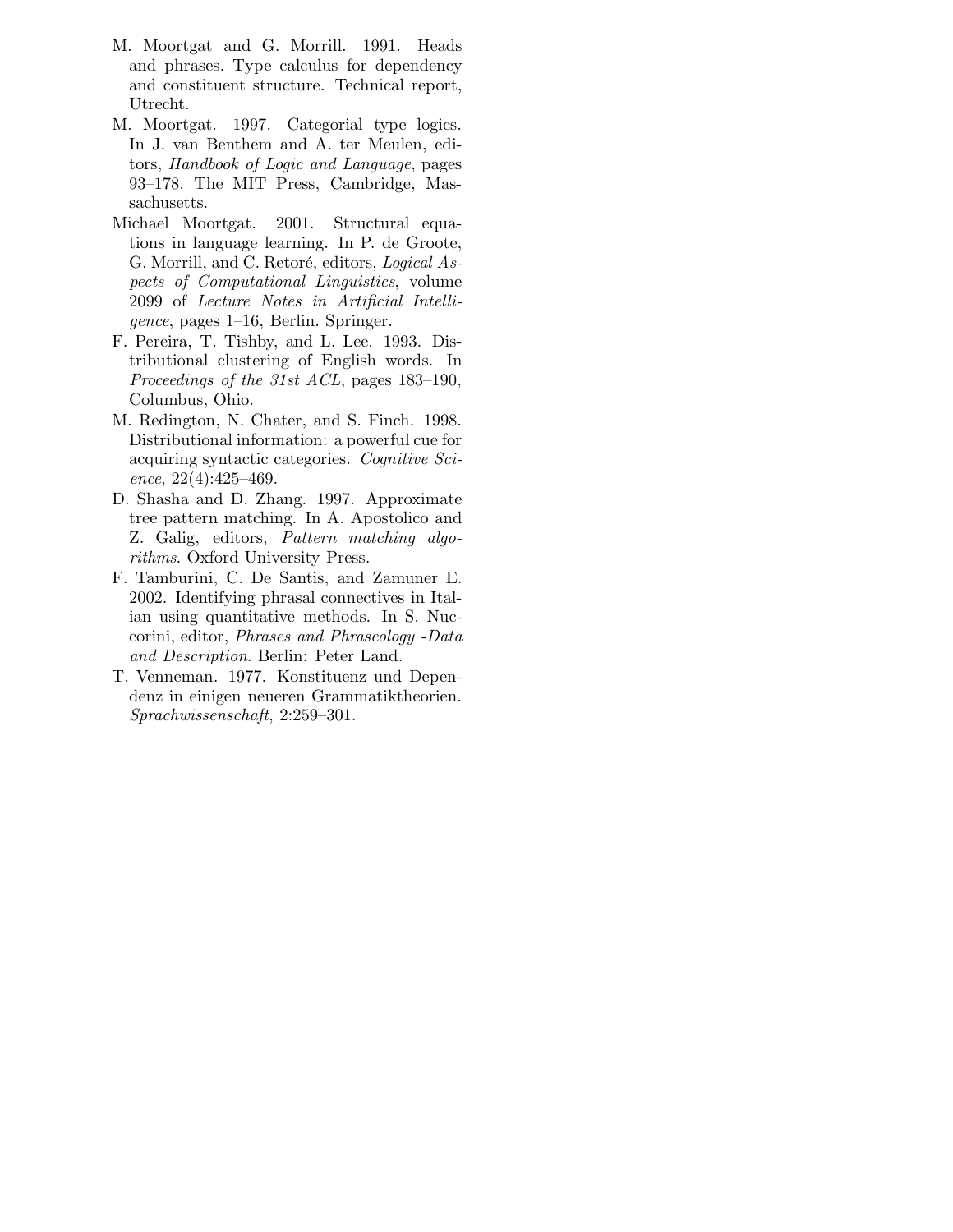M. Moortgat and G. Morrill. 1991. Heads and phrases. Type calculus for dependency and constituent structure. Technical report, Utrecht.

M. Moortgat. 1997. Categorial type logics. In J. van Benthem and A. ter Meulen, editors, *Handbook of Logic and Language*, pages 93–178. The MIT Press, Cambridge, Massachusetts.

Michael Moortgat. 2001. Structural equations in language learning. In P. de Groote, G. Morrill, and C. Retoré, editors, *Logical Aspects of Computational Linguistics*, volume 2099 of *Lecture Notes in Artificial Intelligence*, pages 1–16, Berlin. Springer.

F. Pereira, T. Tishby, and L. Lee. 1993. Distributional clustering of English words. In *Proceedings of the 31st ACL*, pages 183–190, Columbus, Ohio.

M. Redington, N. Chater, and S. Finch. 1998. Distributional information: a powerful cue for acquiring syntactic categories. *Cognitive Science*, 22(4):425–469.

D. Shasha and D. Zhang. 1997. Approximate tree pattern matching. In A. Apostolico and Z. Galig, editors, *Pattern matching algorithms*. Oxford University Press.

F. Tamburini, C. De Santis, and Zamuner E. 2002. Identifying phrasal connectives in Italian using quantitative methods. In S. Nuccorini, editor, *Phrases and Phraseology -Data and Description*. Berlin: Peter Land.

T. Venneman. 1977. Konstituenz und Dependenz in einigen neueren Grammatiktheorien. *Sprachwissenschaft*, 2:259–301.